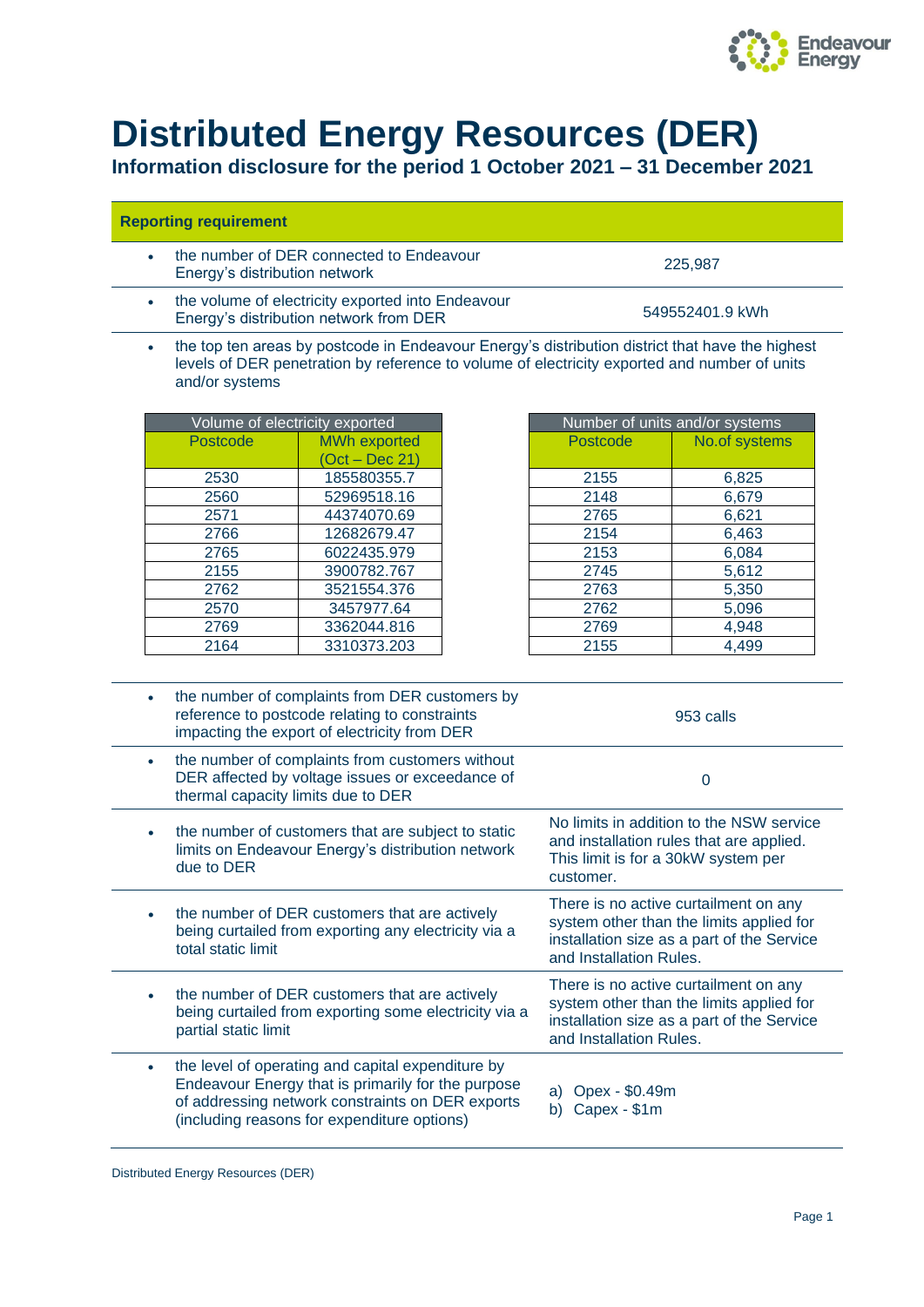# Distributed Energy Resources (DER)

## Information disclosure for the period 1 October 2021 – 31 December 2021

| Reporting requirement | |
|---|---|
| • the number of DER connected to Endeavour Energy's distribution network | 225,987 |
| • the volume of electricity exported into Endeavour Energy's distribution network from DER | 549552401.9 kWh |

- the top ten areas by postcode in Endeavour Energy's distribution district that have the highest levels of DER penetration by reference to volume of electricity exported and number of units and/or systems

| Volume of electricity exported | |
|---|---|
| **Postcode** | **MWh exported (Oct – Dec 21)** |
| 2530 | 185580355.7 |
| 2560 | 52969518.16 |
| 2571 | 44374070.69 |
| 2766 | 12682679.47 |
| 2765 | 6022435.979 |
| 2155 | 3900782.767 |
| 2762 | 3521554.376 |
| 2570 | 3457977.64 |
| 2769 | 3362044.816 |
| 2164 | 3310373.203 |

| Number of units and/or systems | |
|---|---|
| **Postcode** | **No.of systems** |
| 2155 | 6,825 |
| 2148 | 6,679 |
| 2765 | 6,621 |
| 2154 | 6,463 |
| 2153 | 6,084 |
| 2745 | 5,612 |
| 2763 | 5,350 |
| 2762 | 5,096 |
| 2769 | 4,948 |
| 2155 | 4,499 |

| | |
|---|---|
| • the number of complaints from DER customers by reference to postcode relating to constraints impacting the export of electricity from DER | 953 calls |
| • the number of complaints from customers without DER affected by voltage issues or exceedance of thermal capacity limits due to DER | 0 |
| • the number of customers that are subject to static limits on Endeavour Energy's distribution network due to DER | No limits in addition to the NSW service and installation rules that are applied. This limit is for a 30kW system per customer. |
| • the number of DER customers that are actively being curtailed from exporting any electricity via a total static limit | There is no active curtailment on any system other than the limits applied for installation size as a part of the Service and Installation Rules. |
| • the number of DER customers that are actively being curtailed from exporting some electricity via a partial static limit | There is no active curtailment on any system other than the limits applied for installation size as a part of the Service and Installation Rules. |
| • the level of operating and capital expenditure by Endeavour Energy that is primarily for the purpose of addressing network constraints on DER exports (including reasons for expenditure options) | a) Opex - \$0.49m<br>b) Capex - \$1m |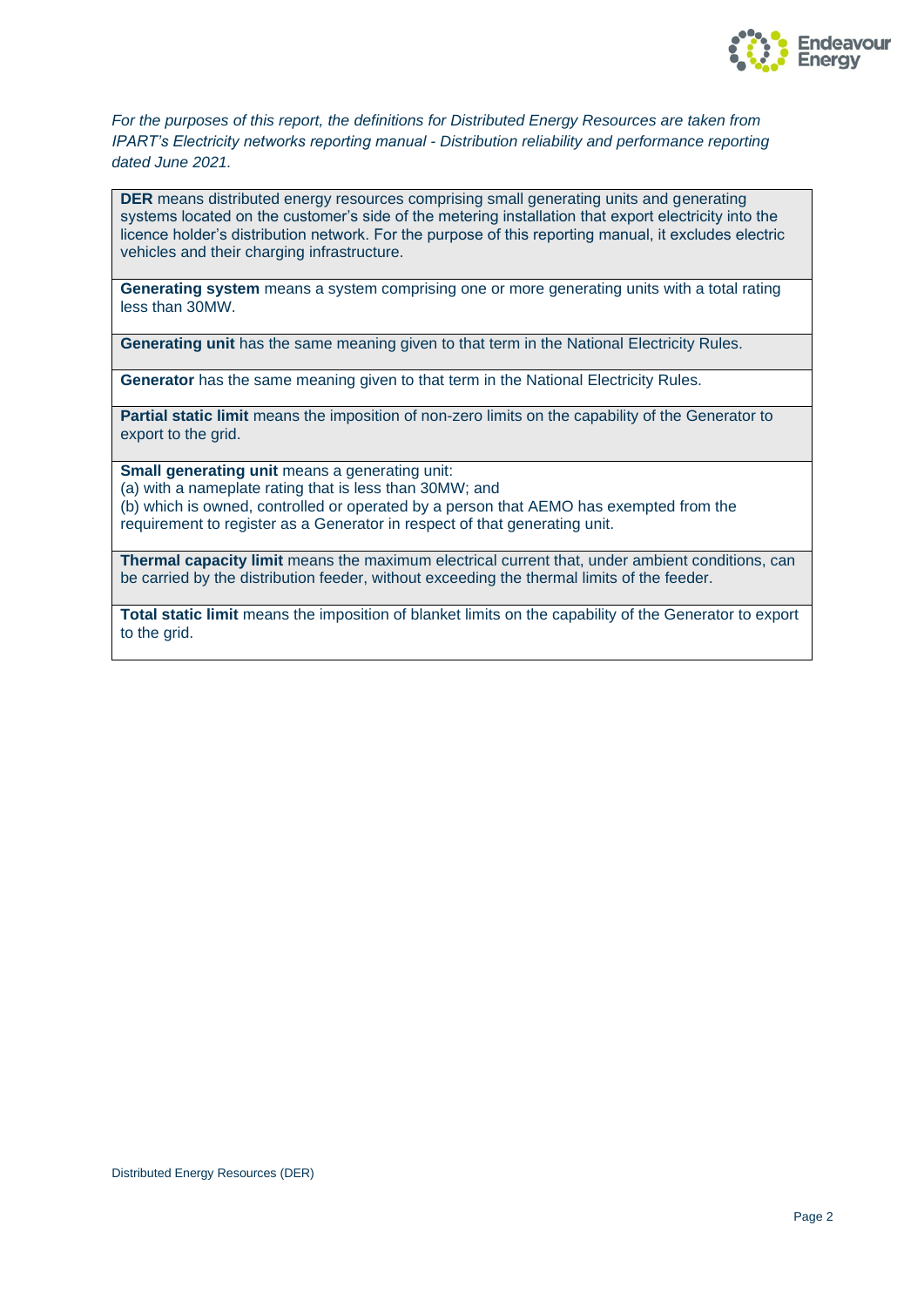*For the purposes of this report, the definitions for Distributed Energy Resources are taken from IPART's Electricity networks reporting manual - Distribution reliability and performance reporting dated June 2021.*

| |
|---|
| **DER** means distributed energy resources comprising small generating units and generating systems located on the customer's side of the metering installation that export electricity into the licence holder's distribution network. For the purpose of this reporting manual, it excludes electric vehicles and their charging infrastructure. |
| **Generating system** means a system comprising one or more generating units with a total rating less than 30MW. |
| **Generating unit** has the same meaning given to that term in the National Electricity Rules. |
| **Generator** has the same meaning given to that term in the National Electricity Rules. |
| **Partial static limit** means the imposition of non-zero limits on the capability of the Generator to export to the grid. |
| **Small generating unit** means a generating unit:<br>(a) with a nameplate rating that is less than 30MW; and<br>(b) which is owned, controlled or operated by a person that AEMO has exempted from the requirement to register as a Generator in respect of that generating unit. |
| **Thermal capacity limit** means the maximum electrical current that, under ambient conditions, can be carried by the distribution feeder, without exceeding the thermal limits of the feeder. |
| **Total static limit** means the imposition of blanket limits on the capability of the Generator to export to the grid. |